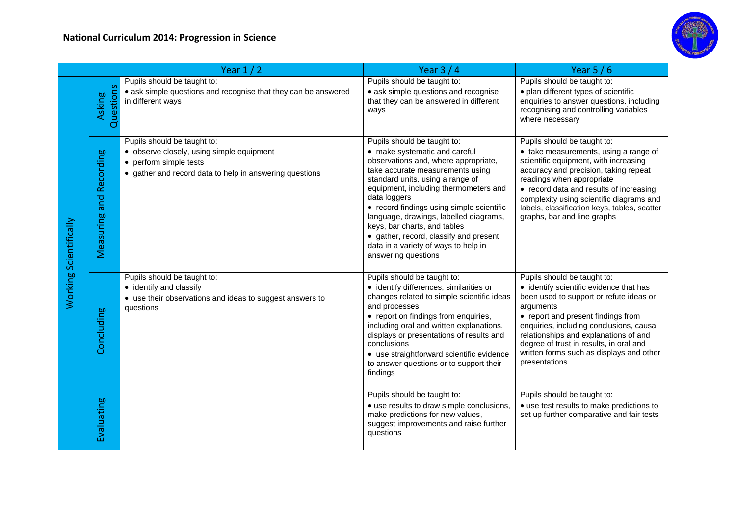## National Curriculum 2014: Progression in Science

| | | Year 1 / 2 | Year 3 / 4 | Year 5 / 6 |
|---|---|---|---|---|
| Working Scientifically | Asking Questions | Pupils should be taught to:<br>• ask simple questions and recognise that they can be answered in different ways | Pupils should be taught to:<br>• ask simple questions and recognise that they can be answered in different ways | Pupils should be taught to:<br>• plan different types of scientific enquiries to answer questions, including recognising and controlling variables where necessary |
| | Measuring and Recording | Pupils should be taught to:<br>• observe closely, using simple equipment<br>• perform simple tests<br>• gather and record data to help in answering questions | Pupils should be taught to:<br>• make systematic and careful observations and, where appropriate, take accurate measurements using standard units, using a range of equipment, including thermometers and data loggers<br>• record findings using simple scientific language, drawings, labelled diagrams, keys, bar charts, and tables<br>• gather, record, classify and present data in a variety of ways to help in answering questions | Pupils should be taught to:<br>• take measurements, using a range of scientific equipment, with increasing accuracy and precision, taking repeat readings when appropriate<br>• record data and results of increasing complexity using scientific diagrams and labels, classification keys, tables, scatter graphs, bar and line graphs |
| | Concluding | Pupils should be taught to:<br>• identify and classify<br>• use their observations and ideas to suggest answers to questions | Pupils should be taught to:<br>• identify differences, similarities or changes related to simple scientific ideas and processes<br>• report on findings from enquiries, including oral and written explanations, displays or presentations of results and conclusions<br>• use straightforward scientific evidence to answer questions or to support their findings | Pupils should be taught to:<br>• identify scientific evidence that has been used to support or refute ideas or arguments<br>• report and present findings from enquiries, including conclusions, causal relationships and explanations of and degree of trust in results, in oral and written forms such as displays and other presentations |
| | Evaluating | | Pupils should be taught to:<br>• use results to draw simple conclusions, make predictions for new values, suggest improvements and raise further questions | Pupils should be taught to:<br>• use test results to make predictions to set up further comparative and fair tests |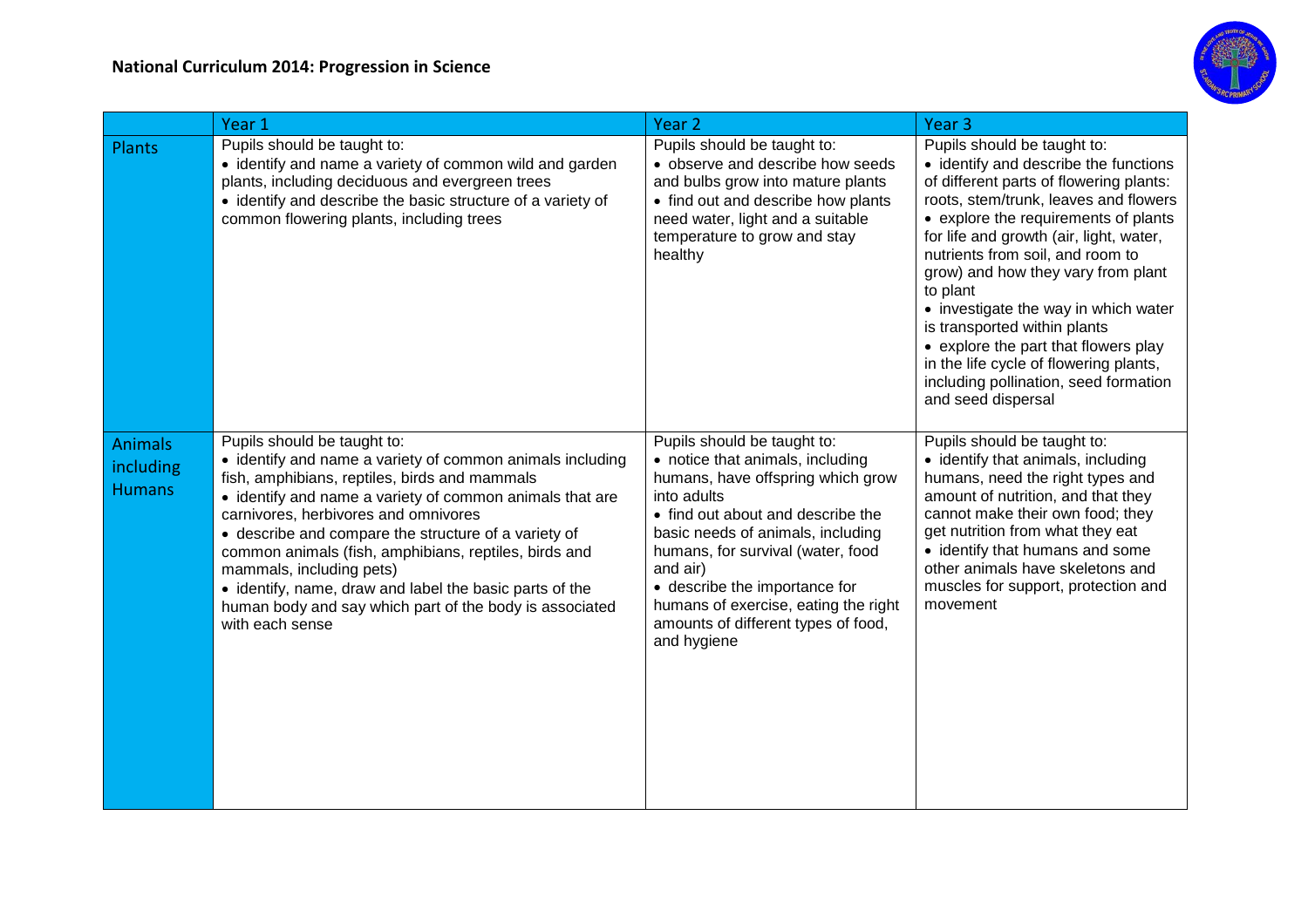**National Curriculum 2014: Progression in Science**

| | Year 1 | Year 2 | Year 3 |
|---|---|---|---|
| Plants | Pupils should be taught to:<br>• identify and name a variety of common wild and garden plants, including deciduous and evergreen trees<br>• identify and describe the basic structure of a variety of common flowering plants, including trees | Pupils should be taught to:<br>• observe and describe how seeds and bulbs grow into mature plants<br>• find out and describe how plants need water, light and a suitable temperature to grow and stay healthy | Pupils should be taught to:<br>• identify and describe the functions of different parts of flowering plants: roots, stem/trunk, leaves and flowers<br>• explore the requirements of plants for life and growth (air, light, water, nutrients from soil, and room to grow) and how they vary from plant to plant<br>• investigate the way in which water is transported within plants<br>• explore the part that flowers play in the life cycle of flowering plants, including pollination, seed formation and seed dispersal |
| Animals including Humans | Pupils should be taught to:<br>• identify and name a variety of common animals including fish, amphibians, reptiles, birds and mammals<br>• identify and name a variety of common animals that are carnivores, herbivores and omnivores<br>• describe and compare the structure of a variety of common animals (fish, amphibians, reptiles, birds and mammals, including pets)<br>• identify, name, draw and label the basic parts of the human body and say which part of the body is associated with each sense | Pupils should be taught to:<br>• notice that animals, including humans, have offspring which grow into adults<br>• find out about and describe the basic needs of animals, including humans, for survival (water, food and air)<br>• describe the importance for humans of exercise, eating the right amounts of different types of food, and hygiene | Pupils should be taught to:<br>• identify that animals, including humans, need the right types and amount of nutrition, and that they cannot make their own food; they get nutrition from what they eat<br>• identify that humans and some other animals have skeletons and muscles for support, protection and movement |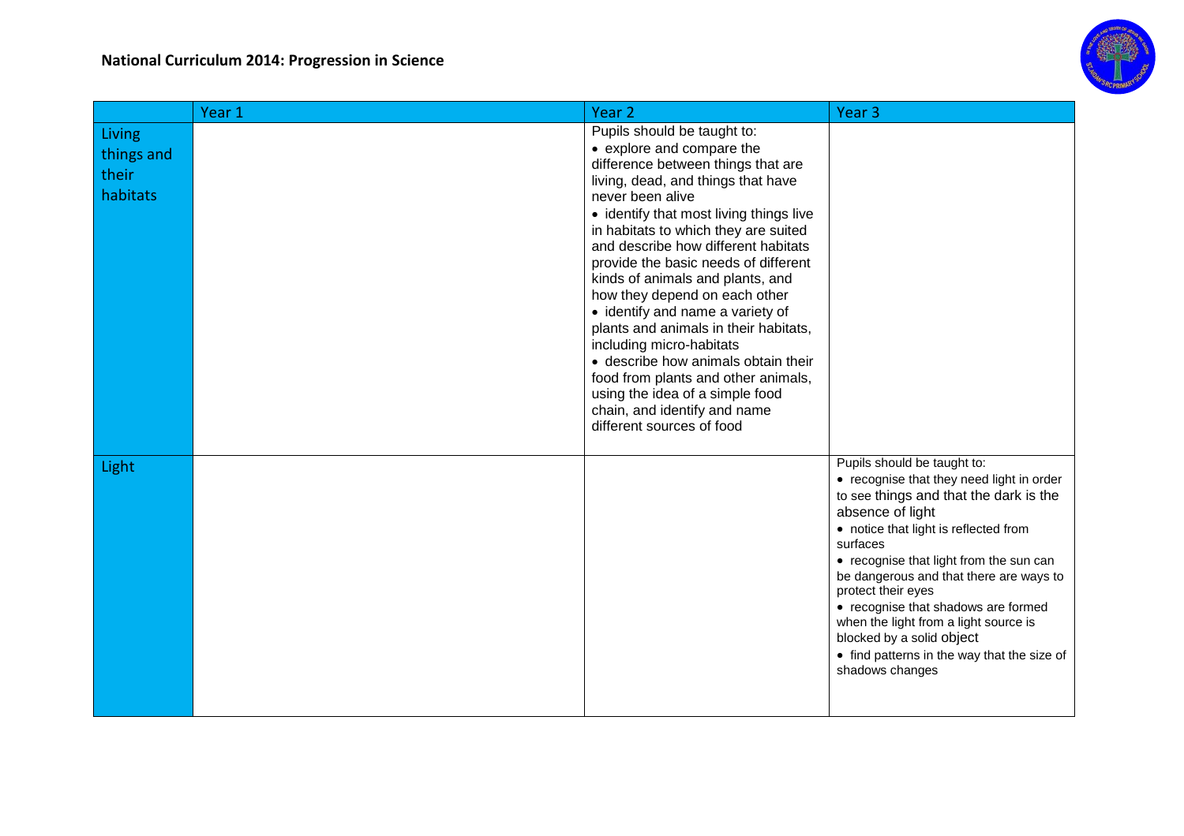**National Curriculum 2014: Progression in Science**

| | Year 1 | Year 2 | Year 3 |
|---|---|---|---|
| Living things and their habitats | | Pupils should be taught to:<br>• explore and compare the difference between things that are living, dead, and things that have never been alive<br>• identify that most living things live in habitats to which they are suited and describe how different habitats provide the basic needs of different kinds of animals and plants, and how they depend on each other<br>• identify and name a variety of plants and animals in their habitats, including micro-habitats<br>• describe how animals obtain their food from plants and other animals, using the idea of a simple food chain, and identify and name different sources of food | |
| Light | | | Pupils should be taught to:<br>• recognise that they need light in order to see things and that the dark is the absence of light<br>• notice that light is reflected from surfaces<br>• recognise that light from the sun can be dangerous and that there are ways to protect their eyes<br>• recognise that shadows are formed when the light from a light source is blocked by a solid object<br>• find patterns in the way that the size of shadows changes |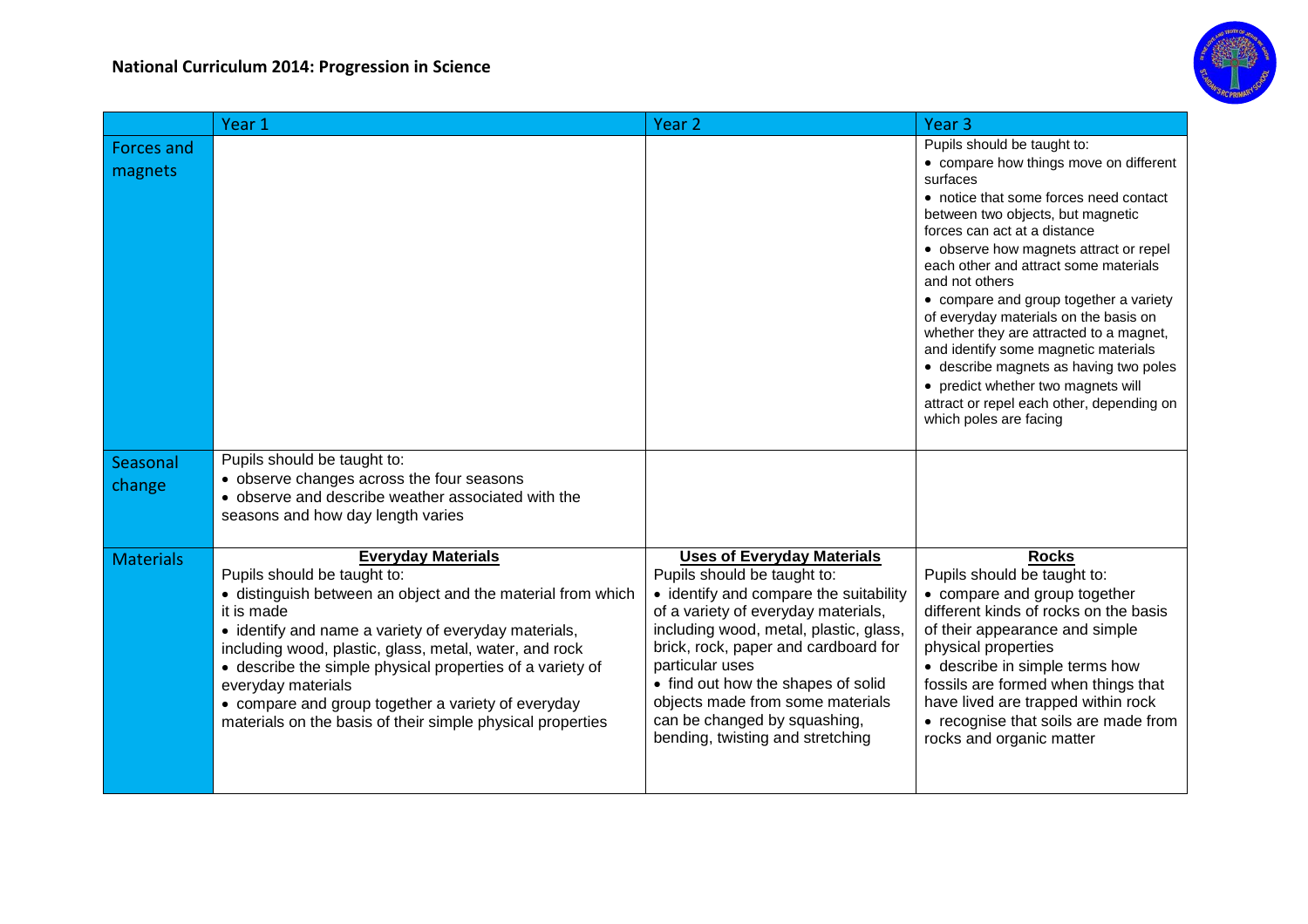**National Curriculum 2014: Progression in Science**

| | Year 1 | Year 2 | Year 3 |
|---|---|---|---|
| Forces and magnets | | | Pupils should be taught to:<br>• compare how things move on different surfaces<br>• notice that some forces need contact between two objects, but magnetic forces can act at a distance<br>• observe how magnets attract or repel each other and attract some materials and not others<br>• compare and group together a variety of everyday materials on the basis on whether they are attracted to a magnet, and identify some magnetic materials<br>• describe magnets as having two poles<br>• predict whether two magnets will attract or repel each other, depending on which poles are facing |
| Seasonal change | Pupils should be taught to:<br>• observe changes across the four seasons<br>• observe and describe weather associated with the seasons and how day length varies | | |
| Materials | **Everyday Materials**<br>Pupils should be taught to:<br>• distinguish between an object and the material from which it is made<br>• identify and name a variety of everyday materials, including wood, plastic, glass, metal, water, and rock<br>• describe the simple physical properties of a variety of everyday materials<br>• compare and group together a variety of everyday materials on the basis of their simple physical properties | **Uses of Everyday Materials**<br>Pupils should be taught to:<br>• identify and compare the suitability of a variety of everyday materials, including wood, metal, plastic, glass, brick, rock, paper and cardboard for particular uses<br>• find out how the shapes of solid objects made from some materials can be changed by squashing, bending, twisting and stretching | **Rocks**<br>Pupils should be taught to:<br>• compare and group together different kinds of rocks on the basis of their appearance and simple physical properties<br>• describe in simple terms how fossils are formed when things that have lived are trapped within rock<br>• recognise that soils are made from rocks and organic matter |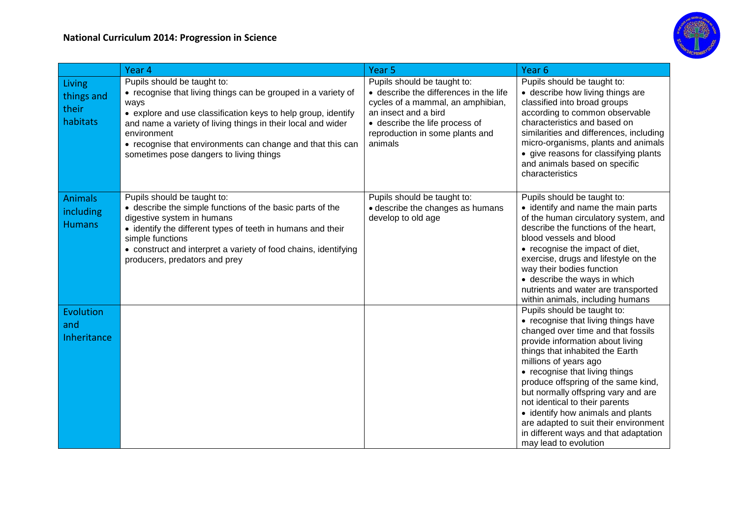**National Curriculum 2014: Progression in Science**

| | Year 4 | Year 5 | Year 6 |
|---|---|---|---|
| Living things and their habitats | Pupils should be taught to:<br>• recognise that living things can be grouped in a variety of ways<br>• explore and use classification keys to help group, identify and name a variety of living things in their local and wider environment<br>• recognise that environments can change and that this can sometimes pose dangers to living things | Pupils should be taught to:<br>• describe the differences in the life cycles of a mammal, an amphibian, an insect and a bird<br>• describe the life process of reproduction in some plants and animals | Pupils should be taught to:<br>• describe how living things are classified into broad groups according to common observable characteristics and based on similarities and differences, including micro-organisms, plants and animals<br>• give reasons for classifying plants and animals based on specific characteristics |
| Animals including Humans | Pupils should be taught to:<br>• describe the simple functions of the basic parts of the digestive system in humans<br>• identify the different types of teeth in humans and their simple functions<br>• construct and interpret a variety of food chains, identifying producers, predators and prey | Pupils should be taught to:<br>• describe the changes as humans develop to old age | Pupils should be taught to:<br>• identify and name the main parts of the human circulatory system, and describe the functions of the heart, blood vessels and blood<br>• recognise the impact of diet, exercise, drugs and lifestyle on the way their bodies function<br>• describe the ways in which nutrients and water are transported within animals, including humans |
| Evolution and Inheritance | | | Pupils should be taught to:<br>• recognise that living things have changed over time and that fossils provide information about living things that inhabited the Earth millions of years ago<br>• recognise that living things produce offspring of the same kind, but normally offspring vary and are not identical to their parents<br>• identify how animals and plants are adapted to suit their environment in different ways and that adaptation may lead to evolution |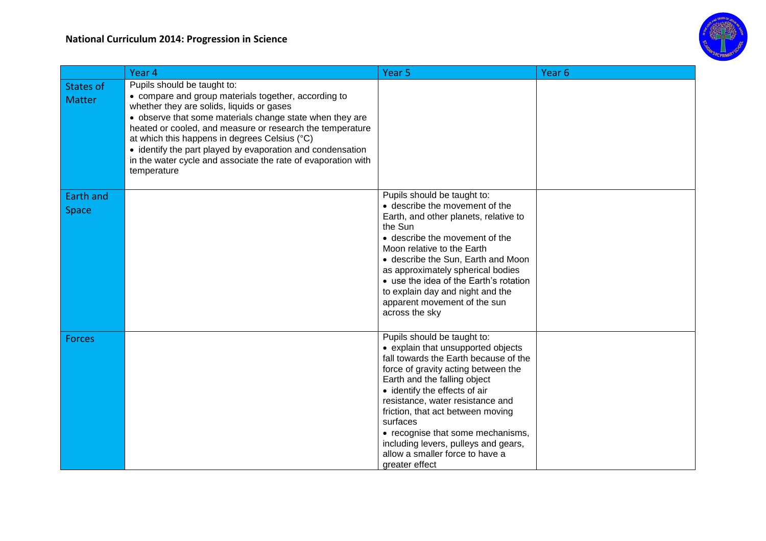## National Curriculum 2014: Progression in Science

| | Year 4 | Year 5 | Year 6 |
|---|---|---|---|
| States of Matter | Pupils should be taught to:<br>• compare and group materials together, according to whether they are solids, liquids or gases<br>• observe that some materials change state when they are heated or cooled, and measure or research the temperature at which this happens in degrees Celsius (°C)<br>• identify the part played by evaporation and condensation in the water cycle and associate the rate of evaporation with temperature | | |
| Earth and Space | | Pupils should be taught to:<br>• describe the movement of the Earth, and other planets, relative to the Sun<br>• describe the movement of the Moon relative to the Earth<br>• describe the Sun, Earth and Moon as approximately spherical bodies<br>• use the idea of the Earth's rotation to explain day and night and the apparent movement of the sun across the sky | |
| Forces | | Pupils should be taught to:<br>• explain that unsupported objects fall towards the Earth because of the force of gravity acting between the Earth and the falling object<br>• identify the effects of air resistance, water resistance and friction, that act between moving surfaces<br>• recognise that some mechanisms, including levers, pulleys and gears, allow a smaller force to have a greater effect | |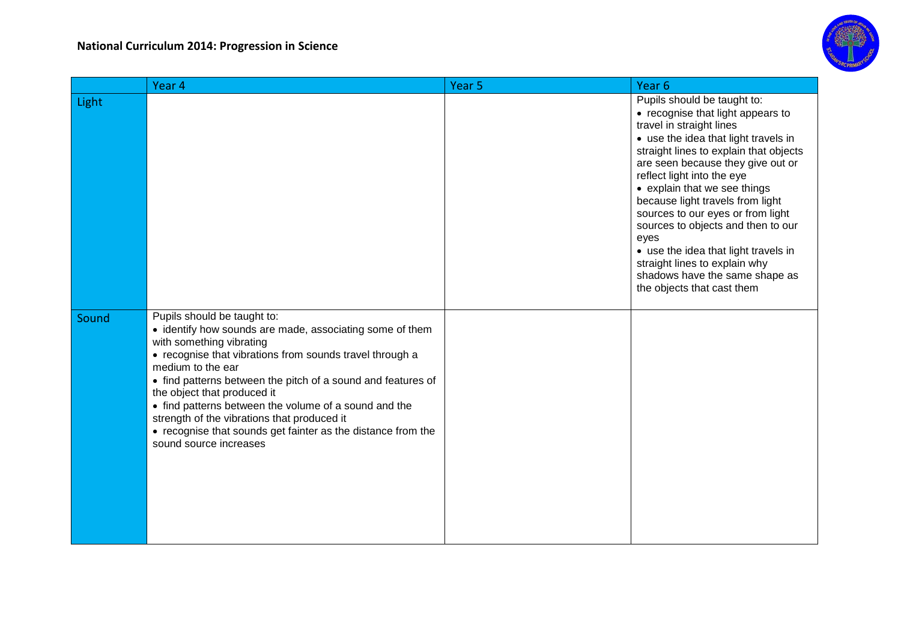**National Curriculum 2014: Progression in Science**

| | Year 4 | Year 5 | Year 6 |
|---|---|---|---|
| Light | | | Pupils should be taught to:<br>• recognise that light appears to travel in straight lines<br>• use the idea that light travels in straight lines to explain that objects are seen because they give out or reflect light into the eye<br>• explain that we see things because light travels from light sources to our eyes or from light sources to objects and then to our eyes<br>• use the idea that light travels in straight lines to explain why shadows have the same shape as the objects that cast them |
| Sound | Pupils should be taught to:<br>• identify how sounds are made, associating some of them with something vibrating<br>• recognise that vibrations from sounds travel through a medium to the ear<br>• find patterns between the pitch of a sound and features of the object that produced it<br>• find patterns between the volume of a sound and the strength of the vibrations that produced it<br>• recognise that sounds get fainter as the distance from the sound source increases | | |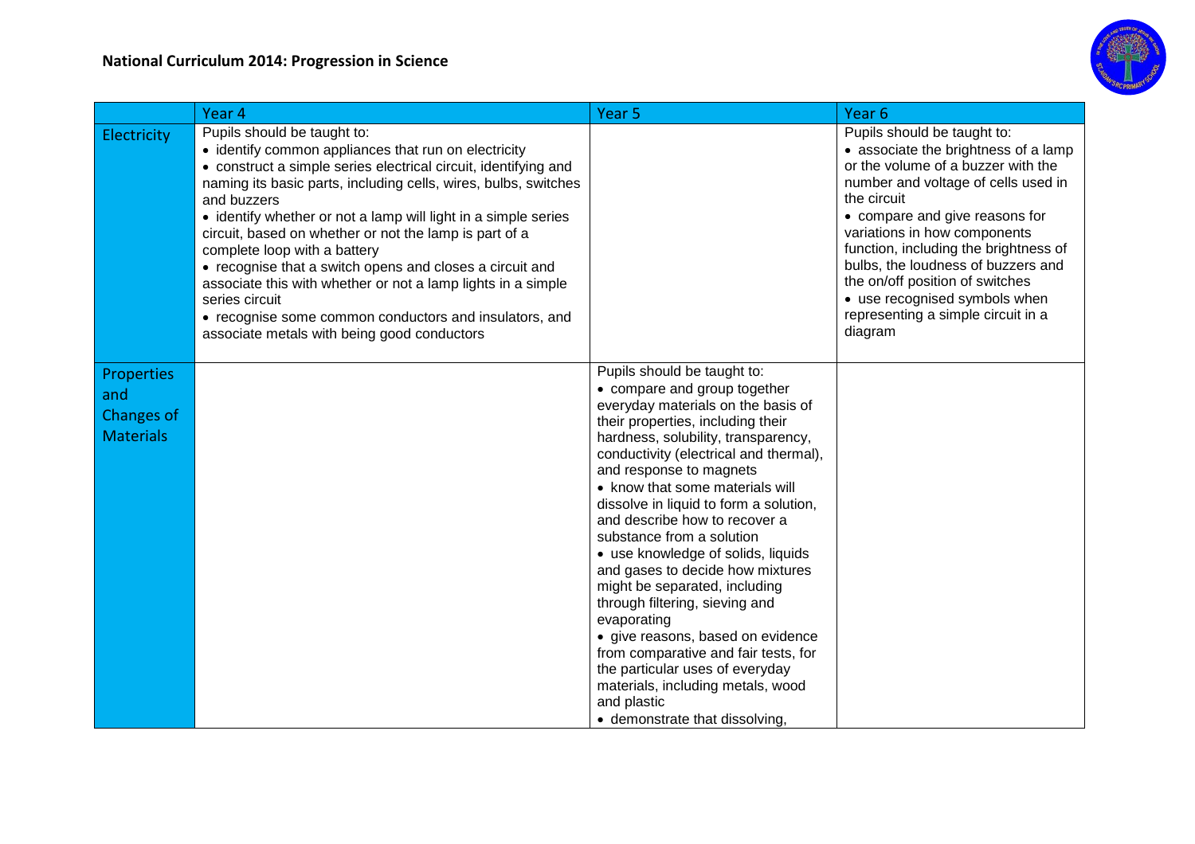## National Curriculum 2014: Progression in Science

| | Year 4 | Year 5 | Year 6 |
|---|---|---|---|
| Electricity | Pupils should be taught to:<br>• identify common appliances that run on electricity<br>• construct a simple series electrical circuit, identifying and naming its basic parts, including cells, wires, bulbs, switches and buzzers<br>• identify whether or not a lamp will light in a simple series circuit, based on whether or not the lamp is part of a complete loop with a battery<br>• recognise that a switch opens and closes a circuit and associate this with whether or not a lamp lights in a simple series circuit<br>• recognise some common conductors and insulators, and associate metals with being good conductors | | Pupils should be taught to:<br>• associate the brightness of a lamp or the volume of a buzzer with the number and voltage of cells used in the circuit<br>• compare and give reasons for variations in how components function, including the brightness of bulbs, the loudness of buzzers and the on/off position of switches<br>• use recognised symbols when representing a simple circuit in a diagram |
| Properties and Changes of Materials | | Pupils should be taught to:<br>• compare and group together everyday materials on the basis of their properties, including their hardness, solubility, transparency, conductivity (electrical and thermal), and response to magnets<br>• know that some materials will dissolve in liquid to form a solution, and describe how to recover a substance from a solution<br>• use knowledge of solids, liquids and gases to decide how mixtures might be separated, including through filtering, sieving and evaporating<br>• give reasons, based on evidence from comparative and fair tests, for the particular uses of everyday materials, including metals, wood and plastic<br>• demonstrate that dissolving, | |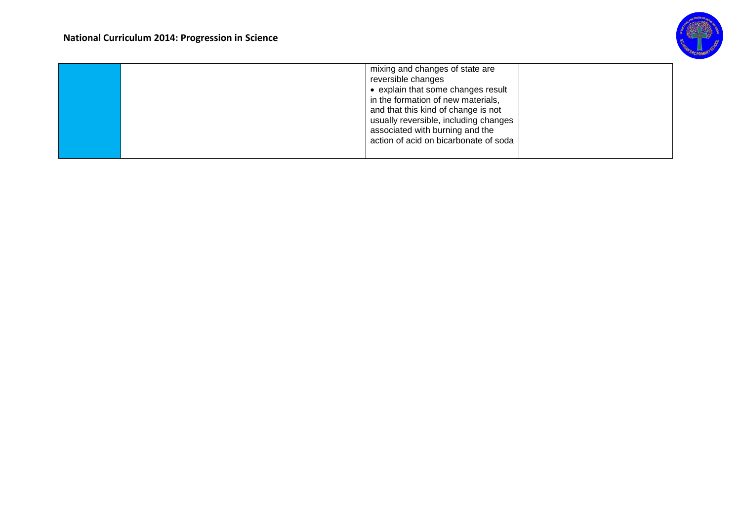| | | | |
|---|---|---|---|
| | | mixing and changes of state are reversible changes<br>• explain that some changes result in the formation of new materials, and that this kind of change is not usually reversible, including changes associated with burning and the action of acid on bicarbonate of soda | |